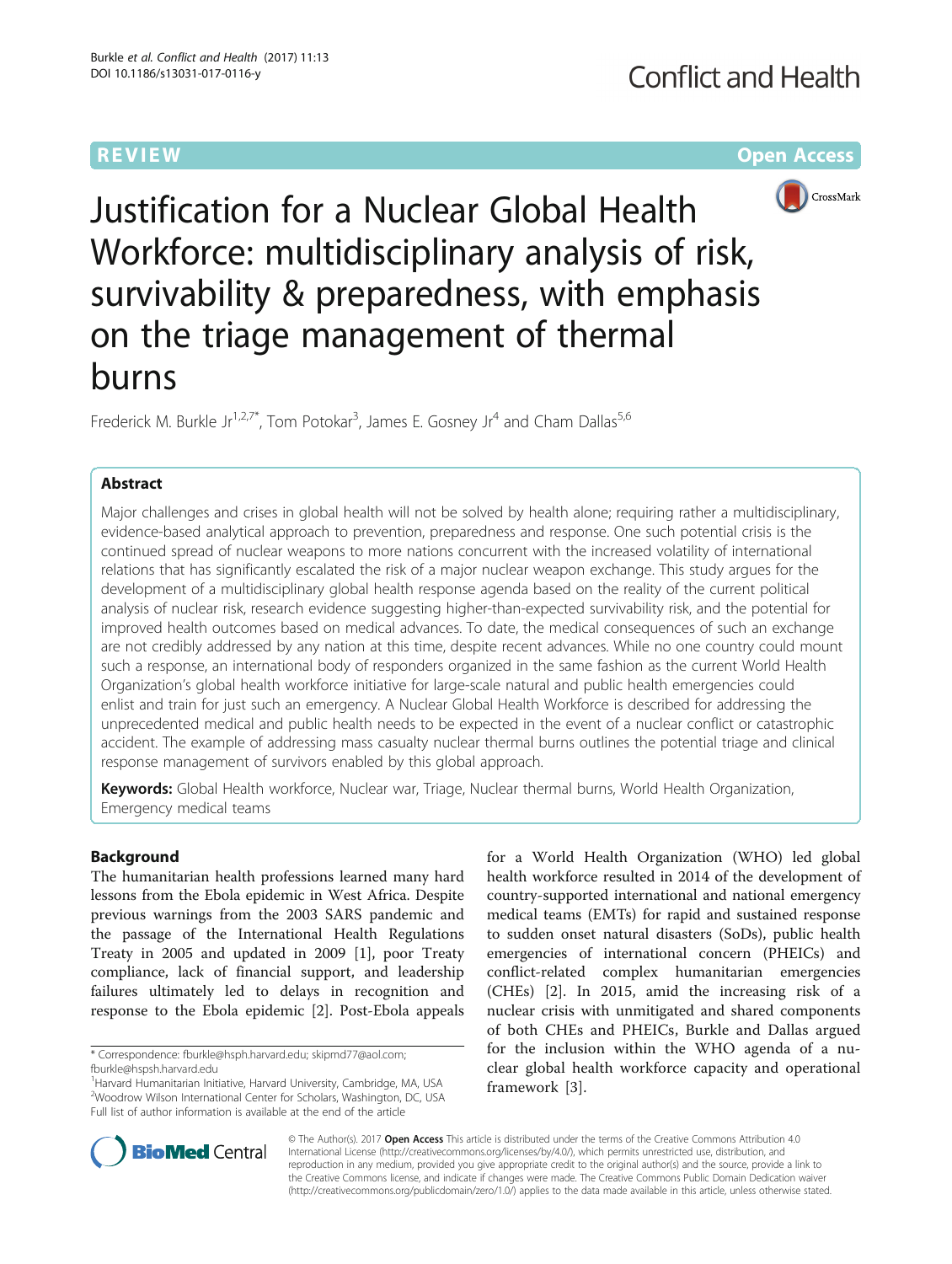REVIEW Open Access

# Justification for a Nuclear Global Health Workforce: multidisciplinary analysis of risk, survivability & preparedness, with emphasis on the triage management of thermal burns

Frederick M. Burkle Jr[1,2,7*], Tom Potokar[3], James E. Gosney Jr[4] and Cham Dallas[5,6]

## Abstract

Major challenges and crises in global health will not be solved by health alone; requiring rather a multidisciplinary, evidence-based analytical approach to prevention, preparedness and response. One such potential crisis is the continued spread of nuclear weapons to more nations concurrent with the increased volatility of international relations that has significantly escalated the risk of a major nuclear weapon exchange. This study argues for the development of a multidisciplinary global health response agenda based on the reality of the current political analysis of nuclear risk, research evidence suggesting higher-than-expected survivability risk, and the potential for improved health outcomes based on medical advances. To date, the medical consequences of such an exchange are not credibly addressed by any nation at this time, despite recent advances. While no one country could mount such a response, an international body of responders organized in the same fashion as the current World Health Organization's global health workforce initiative for large-scale natural and public health emergencies could enlist and train for just such an emergency. A Nuclear Global Health Workforce is described for addressing the unprecedented medical and public health needs to be expected in the event of a nuclear conflict or catastrophic accident. The example of addressing mass casualty nuclear thermal burns outlines the potential triage and clinical response management of survivors enabled by this global approach.

**Keywords:** Global Health workforce, Nuclear war, Triage, Nuclear thermal burns, World Health Organization, Emergency medical teams

## Background

The humanitarian health professions learned many hard lessons from the Ebola epidemic in West Africa. Despite previous warnings from the 2003 SARS pandemic and the passage of the International Health Regulations Treaty in 2005 and updated in 2009 [1], poor Treaty compliance, lack of financial support, and leadership failures ultimately led to delays in recognition and response to the Ebola epidemic [2]. Post-Ebola appeals for a World Health Organization (WHO) led global health workforce resulted in 2014 of the development of country-supported international and national emergency medical teams (EMTs) for rapid and sustained response to sudden onset natural disasters (SoDs), public health emergencies of international concern (PHEICs) and conflict-related complex humanitarian emergencies (CHEs) [2]. In 2015, amid the increasing risk of a nuclear crisis with unmitigated and shared components of both CHEs and PHEICs, Burkle and Dallas argued for the inclusion within the WHO agenda of a nuclear global health workforce capacity and operational framework [3].

\* Correspondence: fburkle@hsph.harvard.edu; skipmd77@aol.com; fburkle@hspsh.harvard.edu
[1]Harvard Humanitarian Initiative, Harvard University, Cambridge, MA, USA
[2]Woodrow Wilson International Center for Scholars, Washington, DC, USA
Full list of author information is available at the end of the article

© The Author(s). 2017 **Open Access** This article is distributed under the terms of the Creative Commons Attribution 4.0 International License (http://creativecommons.org/licenses/by/4.0/), which permits unrestricted use, distribution, and reproduction in any medium, provided you give appropriate credit to the original author(s) and the source, provide a link to the Creative Commons license, and indicate if changes were made. The Creative Commons Public Domain Dedication waiver (http://creativecommons.org/publicdomain/zero/1.0/) applies to the data made available in this article, unless otherwise stated.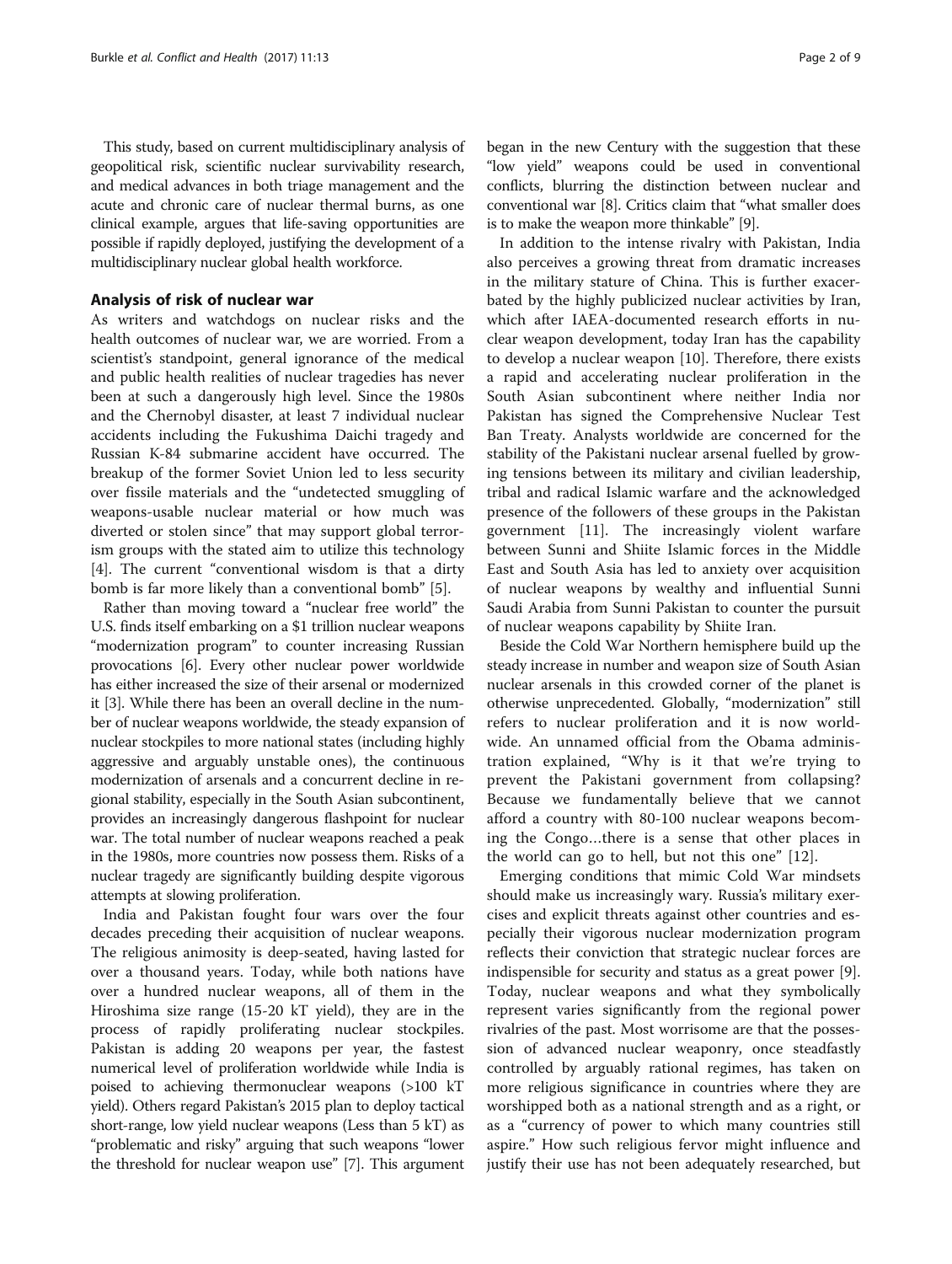This study, based on current multidisciplinary analysis of geopolitical risk, scientific nuclear survivability research, and medical advances in both triage management and the acute and chronic care of nuclear thermal burns, as one clinical example, argues that life-saving opportunities are possible if rapidly deployed, justifying the development of a multidisciplinary nuclear global health workforce.

## Analysis of risk of nuclear war

As writers and watchdogs on nuclear risks and the health outcomes of nuclear war, we are worried. From a scientist's standpoint, general ignorance of the medical and public health realities of nuclear tragedies has never been at such a dangerously high level. Since the 1980s and the Chernobyl disaster, at least 7 individual nuclear accidents including the Fukushima Daichi tragedy and Russian K-84 submarine accident have occurred. The breakup of the former Soviet Union led to less security over fissile materials and the "undetected smuggling of weapons-usable nuclear material or how much was diverted or stolen since" that may support global terrorism groups with the stated aim to utilize this technology [4]. The current "conventional wisdom is that a dirty bomb is far more likely than a conventional bomb" [5].

Rather than moving toward a "nuclear free world" the U.S. finds itself embarking on a $1 trillion nuclear weapons "modernization program" to counter increasing Russian provocations [6]. Every other nuclear power worldwide has either increased the size of their arsenal or modernized it [3]. While there has been an overall decline in the number of nuclear weapons worldwide, the steady expansion of nuclear stockpiles to more national states (including highly aggressive and arguably unstable ones), the continuous modernization of arsenals and a concurrent decline in regional stability, especially in the South Asian subcontinent, provides an increasingly dangerous flashpoint for nuclear war. The total number of nuclear weapons reached a peak in the 1980s, more countries now possess them. Risks of a nuclear tragedy are significantly building despite vigorous attempts at slowing proliferation.

India and Pakistan fought four wars over the four decades preceding their acquisition of nuclear weapons. The religious animosity is deep-seated, having lasted for over a thousand years. Today, while both nations have over a hundred nuclear weapons, all of them in the Hiroshima size range (15-20 kT yield), they are in the process of rapidly proliferating nuclear stockpiles. Pakistan is adding 20 weapons per year, the fastest numerical level of proliferation worldwide while India is poised to achieving thermonuclear weapons (>100 kT yield). Others regard Pakistan's 2015 plan to deploy tactical short-range, low yield nuclear weapons (Less than 5 kT) as "problematic and risky" arguing that such weapons "lower the threshold for nuclear weapon use" [7]. This argument began in the new Century with the suggestion that these "low yield" weapons could be used in conventional conflicts, blurring the distinction between nuclear and conventional war [8]. Critics claim that "what smaller does is to make the weapon more thinkable" [9].

In addition to the intense rivalry with Pakistan, India also perceives a growing threat from dramatic increases in the military stature of China. This is further exacerbated by the highly publicized nuclear activities by Iran, which after IAEA-documented research efforts in nuclear weapon development, today Iran has the capability to develop a nuclear weapon [10]. Therefore, there exists a rapid and accelerating nuclear proliferation in the South Asian subcontinent where neither India nor Pakistan has signed the Comprehensive Nuclear Test Ban Treaty. Analysts worldwide are concerned for the stability of the Pakistani nuclear arsenal fuelled by growing tensions between its military and civilian leadership, tribal and radical Islamic warfare and the acknowledged presence of the followers of these groups in the Pakistan government [11]. The increasingly violent warfare between Sunni and Shiite Islamic forces in the Middle East and South Asia has led to anxiety over acquisition of nuclear weapons by wealthy and influential Sunni Saudi Arabia from Sunni Pakistan to counter the pursuit of nuclear weapons capability by Shiite Iran.

Beside the Cold War Northern hemisphere build up the steady increase in number and weapon size of South Asian nuclear arsenals in this crowded corner of the planet is otherwise unprecedented. Globally, "modernization" still refers to nuclear proliferation and it is now worldwide. An unnamed official from the Obama administration explained, "Why is it that we're trying to prevent the Pakistani government from collapsing? Because we fundamentally believe that we cannot afford a country with 80-100 nuclear weapons becoming the Congo…there is a sense that other places in the world can go to hell, but not this one" [12].

Emerging conditions that mimic Cold War mindsets should make us increasingly wary. Russia's military exercises and explicit threats against other countries and especially their vigorous nuclear modernization program reflects their conviction that strategic nuclear forces are indispensible for security and status as a great power [9]. Today, nuclear weapons and what they symbolically represent varies significantly from the regional power rivalries of the past. Most worrisome are that the possession of advanced nuclear weaponry, once steadfastly controlled by arguably rational regimes, has taken on more religious significance in countries where they are worshipped both as a national strength and as a right, or as a "currency of power to which many countries still aspire." How such religious fervor might influence and justify their use has not been adequately researched, but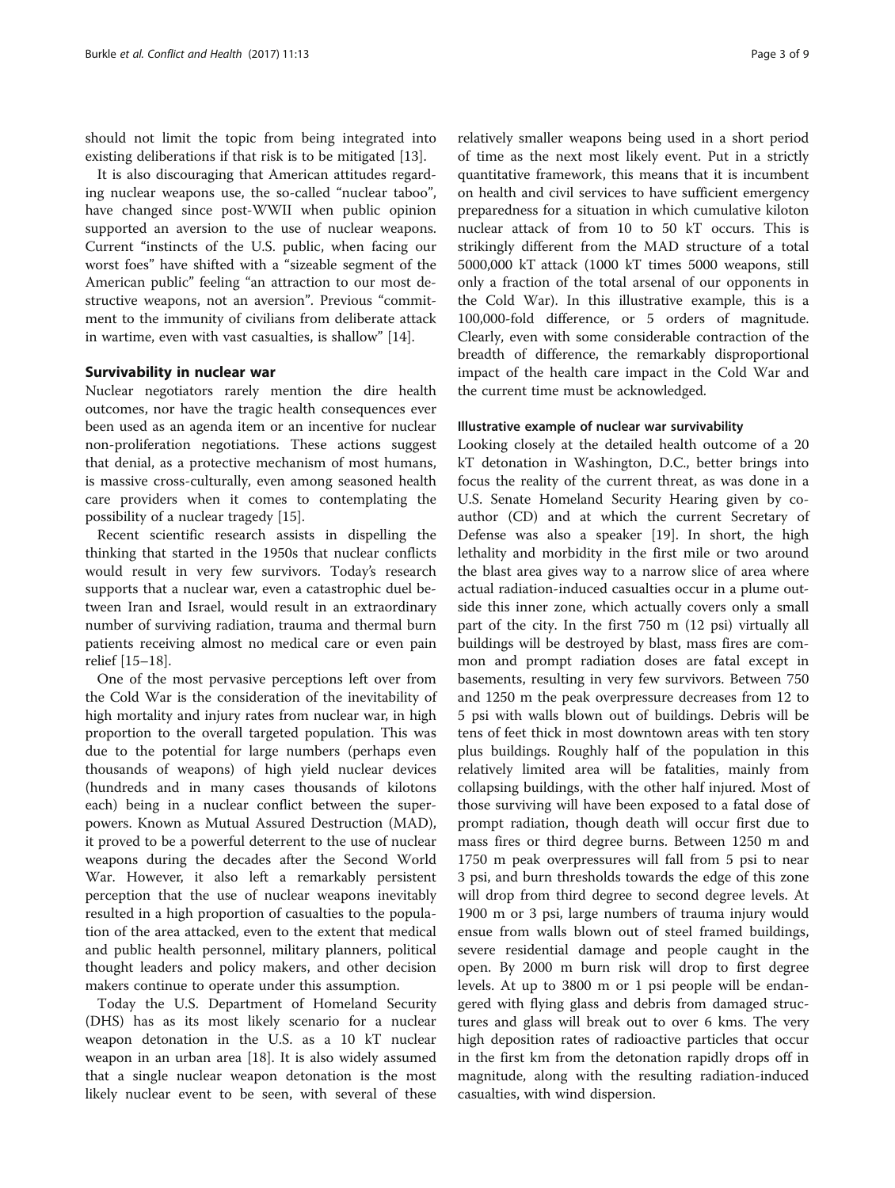should not limit the topic from being integrated into existing deliberations if that risk is to be mitigated [13].

It is also discouraging that American attitudes regarding nuclear weapons use, the so-called "nuclear taboo", have changed since post-WWII when public opinion supported an aversion to the use of nuclear weapons. Current "instincts of the U.S. public, when facing our worst foes" have shifted with a "sizeable segment of the American public" feeling "an attraction to our most destructive weapons, not an aversion". Previous "commitment to the immunity of civilians from deliberate attack in wartime, even with vast casualties, is shallow" [14].

## Survivability in nuclear war

Nuclear negotiators rarely mention the dire health outcomes, nor have the tragic health consequences ever been used as an agenda item or an incentive for nuclear non-proliferation negotiations. These actions suggest that denial, as a protective mechanism of most humans, is massive cross-culturally, even among seasoned health care providers when it comes to contemplating the possibility of a nuclear tragedy [15].

Recent scientific research assists in dispelling the thinking that started in the 1950s that nuclear conflicts would result in very few survivors. Today's research supports that a nuclear war, even a catastrophic duel between Iran and Israel, would result in an extraordinary number of surviving radiation, trauma and thermal burn patients receiving almost no medical care or even pain relief [15–18].

One of the most pervasive perceptions left over from the Cold War is the consideration of the inevitability of high mortality and injury rates from nuclear war, in high proportion to the overall targeted population. This was due to the potential for large numbers (perhaps even thousands of weapons) of high yield nuclear devices (hundreds and in many cases thousands of kilotons each) being in a nuclear conflict between the superpowers. Known as Mutual Assured Destruction (MAD), it proved to be a powerful deterrent to the use of nuclear weapons during the decades after the Second World War. However, it also left a remarkably persistent perception that the use of nuclear weapons inevitably resulted in a high proportion of casualties to the population of the area attacked, even to the extent that medical and public health personnel, military planners, political thought leaders and policy makers, and other decision makers continue to operate under this assumption.

Today the U.S. Department of Homeland Security (DHS) has as its most likely scenario for a nuclear weapon detonation in the U.S. as a 10 kT nuclear weapon in an urban area [18]. It is also widely assumed that a single nuclear weapon detonation is the most likely nuclear event to be seen, with several of these relatively smaller weapons being used in a short period of time as the next most likely event. Put in a strictly quantitative framework, this means that it is incumbent on health and civil services to have sufficient emergency preparedness for a situation in which cumulative kiloton nuclear attack of from 10 to 50 kT occurs. This is strikingly different from the MAD structure of a total 5000,000 kT attack (1000 kT times 5000 weapons, still only a fraction of the total arsenal of our opponents in the Cold War). In this illustrative example, this is a 100,000-fold difference, or 5 orders of magnitude. Clearly, even with some considerable contraction of the breadth of difference, the remarkably disproportional impact of the health care impact in the Cold War and the current time must be acknowledged.

### Illustrative example of nuclear war survivability

Looking closely at the detailed health outcome of a 20 kT detonation in Washington, D.C., better brings into focus the reality of the current threat, as was done in a U.S. Senate Homeland Security Hearing given by co-author (CD) and at which the current Secretary of Defense was also a speaker [19]. In short, the high lethality and morbidity in the first mile or two around the blast area gives way to a narrow slice of area where actual radiation-induced casualties occur in a plume outside this inner zone, which actually covers only a small part of the city. In the first 750 m (12 psi) virtually all buildings will be destroyed by blast, mass fires are common and prompt radiation doses are fatal except in basements, resulting in very few survivors. Between 750 and 1250 m the peak overpressure decreases from 12 to 5 psi with walls blown out of buildings. Debris will be tens of feet thick in most downtown areas with ten story plus buildings. Roughly half of the population in this relatively limited area will be fatalities, mainly from collapsing buildings, with the other half injured. Most of those surviving will have been exposed to a fatal dose of prompt radiation, though death will occur first due to mass fires or third degree burns. Between 1250 m and 1750 m peak overpressures will fall from 5 psi to near 3 psi, and burn thresholds towards the edge of this zone will drop from third degree to second degree levels. At 1900 m or 3 psi, large numbers of trauma injury would ensue from walls blown out of steel framed buildings, severe residential damage and people caught in the open. By 2000 m burn risk will drop to first degree levels. At up to 3800 m or 1 psi people will be endangered with flying glass and debris from damaged structures and glass will break out to over 6 kms. The very high deposition rates of radioactive particles that occur in the first km from the detonation rapidly drops off in magnitude, along with the resulting radiation-induced casualties, with wind dispersion.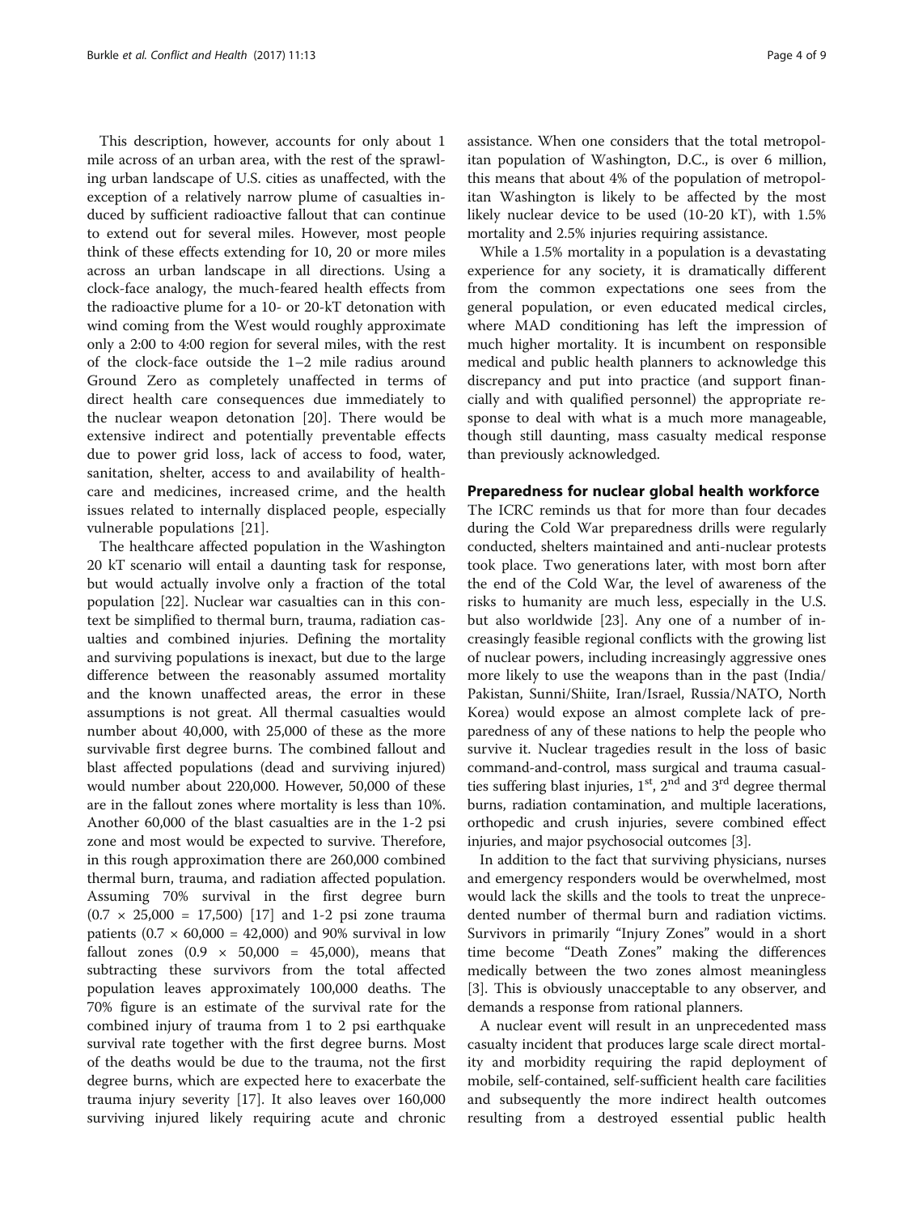This description, however, accounts for only about 1 mile across of an urban area, with the rest of the sprawling urban landscape of U.S. cities as unaffected, with the exception of a relatively narrow plume of casualties induced by sufficient radioactive fallout that can continue to extend out for several miles. However, most people think of these effects extending for 10, 20 or more miles across an urban landscape in all directions. Using a clock-face analogy, the much-feared health effects from the radioactive plume for a 10- or 20-kT detonation with wind coming from the West would roughly approximate only a 2:00 to 4:00 region for several miles, with the rest of the clock-face outside the 1–2 mile radius around Ground Zero as completely unaffected in terms of direct health care consequences due immediately to the nuclear weapon detonation [20]. There would be extensive indirect and potentially preventable effects due to power grid loss, lack of access to food, water, sanitation, shelter, access to and availability of healthcare and medicines, increased crime, and the health issues related to internally displaced people, especially vulnerable populations [21].

The healthcare affected population in the Washington 20 kT scenario will entail a daunting task for response, but would actually involve only a fraction of the total population [22]. Nuclear war casualties can in this context be simplified to thermal burn, trauma, radiation casualties and combined injuries. Defining the mortality and surviving populations is inexact, but due to the large difference between the reasonably assumed mortality and the known unaffected areas, the error in these assumptions is not great. All thermal casualties would number about 40,000, with 25,000 of these as the more survivable first degree burns. The combined fallout and blast affected populations (dead and surviving injured) would number about 220,000. However, 50,000 of these are in the fallout zones where mortality is less than 10%. Another 60,000 of the blast casualties are in the 1-2 psi zone and most would be expected to survive. Therefore, in this rough approximation there are 260,000 combined thermal burn, trauma, and radiation affected population. Assuming 70% survival in the first degree burn ($0.7 \times 25,000 = 17,500$) [17] and 1-2 psi zone trauma patients ($0.7 \times 60,000 = 42,000$) and 90% survival in low fallout zones ($0.9 \times 50,000 = 45,000$), means that subtracting these survivors from the total affected population leaves approximately 100,000 deaths. The 70% figure is an estimate of the survival rate for the combined injury of trauma from 1 to 2 psi earthquake survival rate together with the first degree burns. Most of the deaths would be due to the trauma, not the first degree burns, which are expected here to exacerbate the trauma injury severity [17]. It also leaves over 160,000 surviving injured likely requiring acute and chronic assistance. When one considers that the total metropolitan population of Washington, D.C., is over 6 million, this means that about 4% of the population of metropolitan Washington is likely to be affected by the most likely nuclear device to be used (10-20 kT), with 1.5% mortality and 2.5% injuries requiring assistance.

While a 1.5% mortality in a population is a devastating experience for any society, it is dramatically different from the common expectations one sees from the general population, or even educated medical circles, where MAD conditioning has left the impression of much higher mortality. It is incumbent on responsible medical and public health planners to acknowledge this discrepancy and put into practice (and support financially and with qualified personnel) the appropriate response to deal with what is a much more manageable, though still daunting, mass casualty medical response than previously acknowledged.

## Preparedness for nuclear global health workforce

The ICRC reminds us that for more than four decades during the Cold War preparedness drills were regularly conducted, shelters maintained and anti-nuclear protests took place. Two generations later, with most born after the end of the Cold War, the level of awareness of the risks to humanity are much less, especially in the U.S. but also worldwide [23]. Any one of a number of increasingly feasible regional conflicts with the growing list of nuclear powers, including increasingly aggressive ones more likely to use the weapons than in the past (India/Pakistan, Sunni/Shiite, Iran/Israel, Russia/NATO, North Korea) would expose an almost complete lack of preparedness of any of these nations to help the people who survive it. Nuclear tragedies result in the loss of basic command-and-control, mass surgical and trauma casualties suffering blast injuries, $1^{st}$, $2^{nd}$ and $3^{rd}$ degree thermal burns, radiation contamination, and multiple lacerations, orthopedic and crush injuries, severe combined effect injuries, and major psychosocial outcomes [3].

In addition to the fact that surviving physicians, nurses and emergency responders would be overwhelmed, most would lack the skills and the tools to treat the unprecedented number of thermal burn and radiation victims. Survivors in primarily "Injury Zones" would in a short time become "Death Zones" making the differences medically between the two zones almost meaningless [3]. This is obviously unacceptable to any observer, and demands a response from rational planners.

A nuclear event will result in an unprecedented mass casualty incident that produces large scale direct mortality and morbidity requiring the rapid deployment of mobile, self-contained, self-sufficient health care facilities and subsequently the more indirect health outcomes resulting from a destroyed essential public health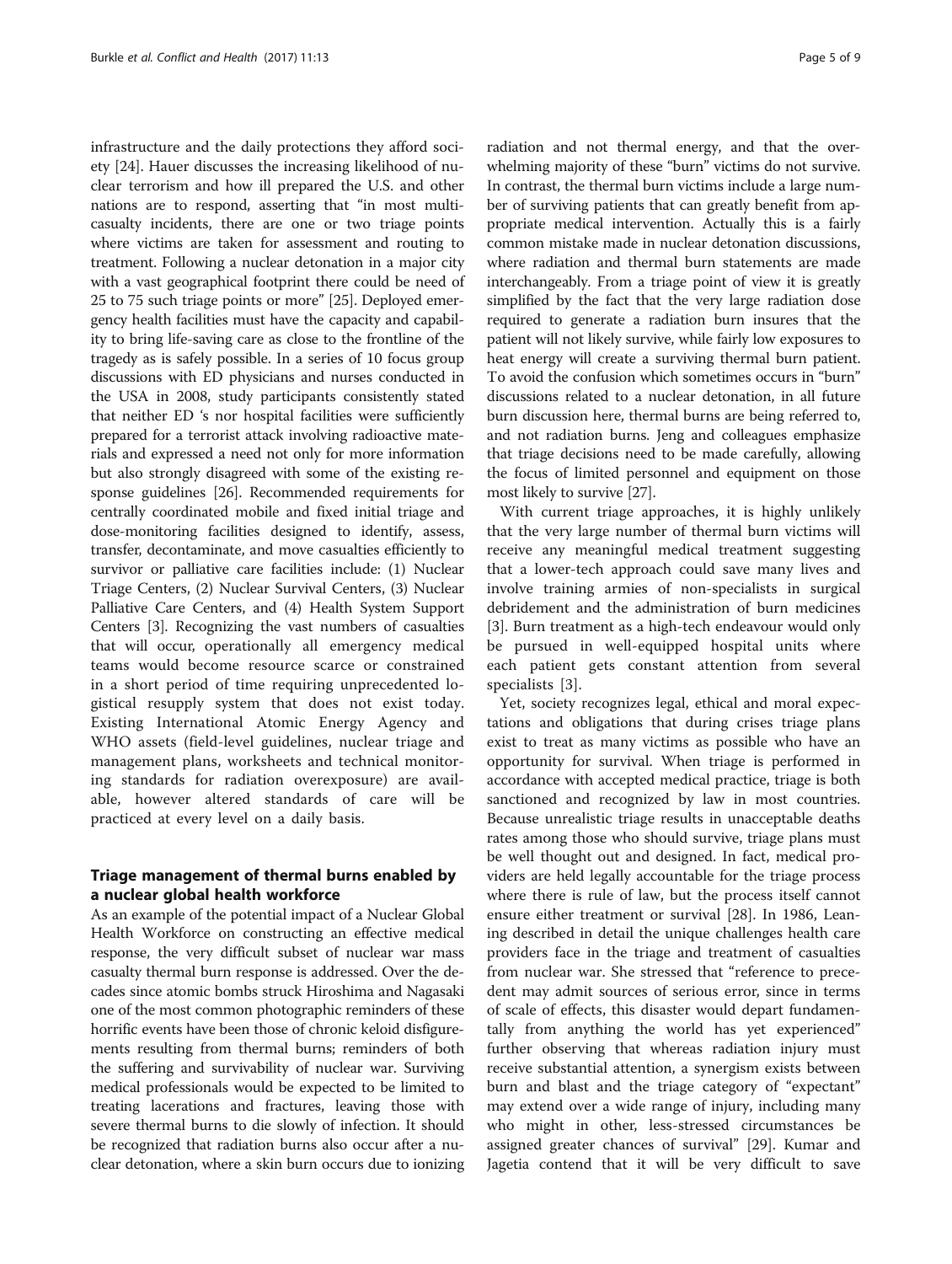infrastructure and the daily protections they afford society [24]. Hauer discusses the increasing likelihood of nuclear terrorism and how ill prepared the U.S. and other nations are to respond, asserting that "in most multicasualty incidents, there are one or two triage points where victims are taken for assessment and routing to treatment. Following a nuclear detonation in a major city with a vast geographical footprint there could be need of 25 to 75 such triage points or more" [25]. Deployed emergency health facilities must have the capacity and capability to bring life-saving care as close to the frontline of the tragedy as is safely possible. In a series of 10 focus group discussions with ED physicians and nurses conducted in the USA in 2008, study participants consistently stated that neither ED 's nor hospital facilities were sufficiently prepared for a terrorist attack involving radioactive materials and expressed a need not only for more information but also strongly disagreed with some of the existing response guidelines [26]. Recommended requirements for centrally coordinated mobile and fixed initial triage and dose-monitoring facilities designed to identify, assess, transfer, decontaminate, and move casualties efficiently to survivor or palliative care facilities include: (1) Nuclear Triage Centers, (2) Nuclear Survival Centers, (3) Nuclear Palliative Care Centers, and (4) Health System Support Centers [3]. Recognizing the vast numbers of casualties that will occur, operationally all emergency medical teams would become resource scarce or constrained in a short period of time requiring unprecedented logistical resupply system that does not exist today. Existing International Atomic Energy Agency and WHO assets (field-level guidelines, nuclear triage and management plans, worksheets and technical monitoring standards for radiation overexposure) are available, however altered standards of care will be practiced at every level on a daily basis.

## Triage management of thermal burns enabled by a nuclear global health workforce

As an example of the potential impact of a Nuclear Global Health Workforce on constructing an effective medical response, the very difficult subset of nuclear war mass casualty thermal burn response is addressed. Over the decades since atomic bombs struck Hiroshima and Nagasaki one of the most common photographic reminders of these horrific events have been those of chronic keloid disfigurements resulting from thermal burns; reminders of both the suffering and survivability of nuclear war. Surviving medical professionals would be expected to be limited to treating lacerations and fractures, leaving those with severe thermal burns to die slowly of infection. It should be recognized that radiation burns also occur after a nuclear detonation, where a skin burn occurs due to ionizing radiation and not thermal energy, and that the overwhelming majority of these "burn" victims do not survive. In contrast, the thermal burn victims include a large number of surviving patients that can greatly benefit from appropriate medical intervention. Actually this is a fairly common mistake made in nuclear detonation discussions, where radiation and thermal burn statements are made interchangeably. From a triage point of view it is greatly simplified by the fact that the very large radiation dose required to generate a radiation burn insures that the patient will not likely survive, while fairly low exposures to heat energy will create a surviving thermal burn patient. To avoid the confusion which sometimes occurs in "burn" discussions related to a nuclear detonation, in all future burn discussion here, thermal burns are being referred to, and not radiation burns. Jeng and colleagues emphasize that triage decisions need to be made carefully, allowing the focus of limited personnel and equipment on those most likely to survive [27].

With current triage approaches, it is highly unlikely that the very large number of thermal burn victims will receive any meaningful medical treatment suggesting that a lower-tech approach could save many lives and involve training armies of non-specialists in surgical debridement and the administration of burn medicines [3]. Burn treatment as a high-tech endeavour would only be pursued in well-equipped hospital units where each patient gets constant attention from several specialists [3].

Yet, society recognizes legal, ethical and moral expectations and obligations that during crises triage plans exist to treat as many victims as possible who have an opportunity for survival. When triage is performed in accordance with accepted medical practice, triage is both sanctioned and recognized by law in most countries. Because unrealistic triage results in unacceptable deaths rates among those who should survive, triage plans must be well thought out and designed. In fact, medical providers are held legally accountable for the triage process where there is rule of law, but the process itself cannot ensure either treatment or survival [28]. In 1986, Leaning described in detail the unique challenges health care providers face in the triage and treatment of casualties from nuclear war. She stressed that "reference to precedent may admit sources of serious error, since in terms of scale of effects, this disaster would depart fundamentally from anything the world has yet experienced" further observing that whereas radiation injury must receive substantial attention, a synergism exists between burn and blast and the triage category of "expectant" may extend over a wide range of injury, including many who might in other, less-stressed circumstances be assigned greater chances of survival" [29]. Kumar and Jagetia contend that it will be very difficult to save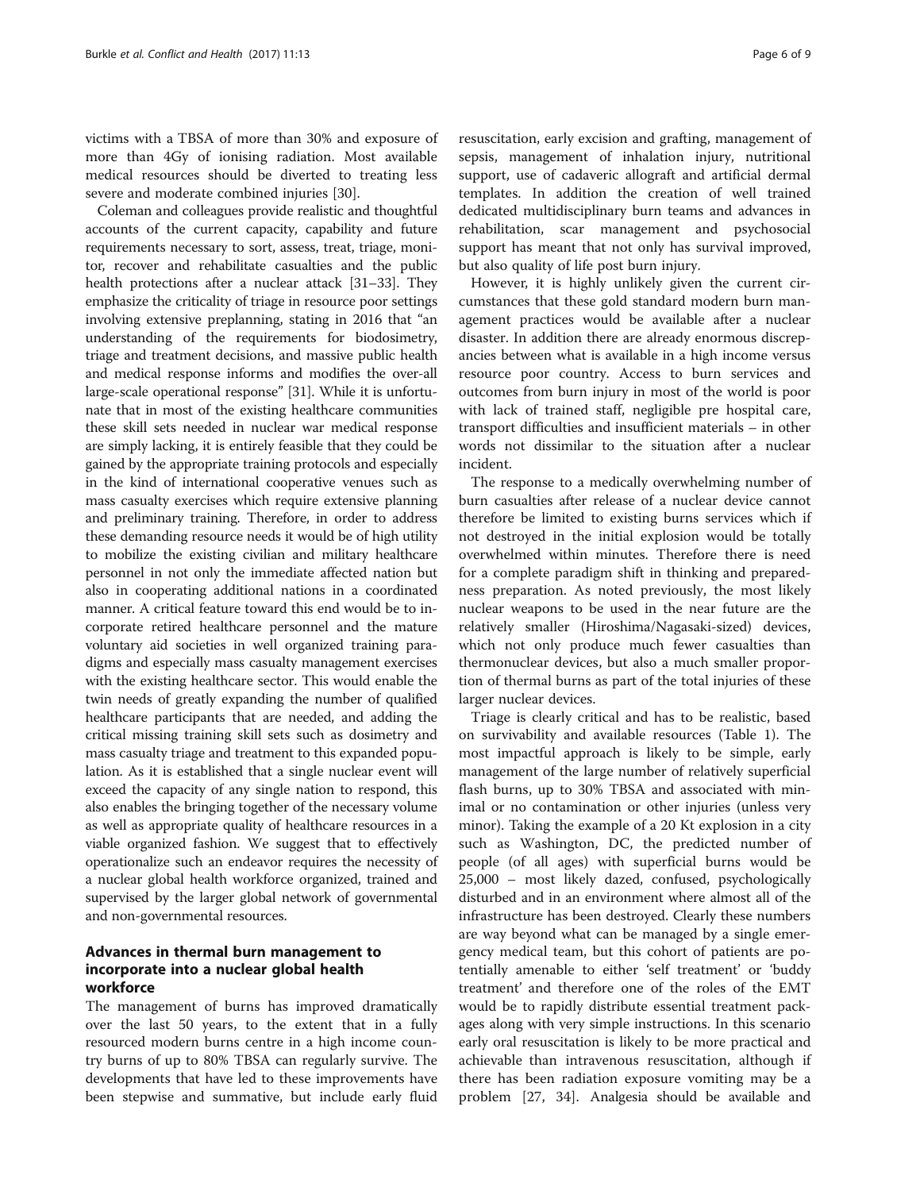victims with a TBSA of more than 30% and exposure of more than 4Gy of ionising radiation. Most available medical resources should be diverted to treating less severe and moderate combined injuries [30].

Coleman and colleagues provide realistic and thoughtful accounts of the current capacity, capability and future requirements necessary to sort, assess, treat, triage, monitor, recover and rehabilitate casualties and the public health protections after a nuclear attack [31–33]. They emphasize the criticality of triage in resource poor settings involving extensive preplanning, stating in 2016 that "an understanding of the requirements for biodosimetry, triage and treatment decisions, and massive public health and medical response informs and modifies the over-all large-scale operational response" [31]. While it is unfortunate that in most of the existing healthcare communities these skill sets needed in nuclear war medical response are simply lacking, it is entirely feasible that they could be gained by the appropriate training protocols and especially in the kind of international cooperative venues such as mass casualty exercises which require extensive planning and preliminary training. Therefore, in order to address these demanding resource needs it would be of high utility to mobilize the existing civilian and military healthcare personnel in not only the immediate affected nation but also in cooperating additional nations in a coordinated manner. A critical feature toward this end would be to incorporate retired healthcare personnel and the mature voluntary aid societies in well organized training paradigms and especially mass casualty management exercises with the existing healthcare sector. This would enable the twin needs of greatly expanding the number of qualified healthcare participants that are needed, and adding the critical missing training skill sets such as dosimetry and mass casualty triage and treatment to this expanded population. As it is established that a single nuclear event will exceed the capacity of any single nation to respond, this also enables the bringing together of the necessary volume as well as appropriate quality of healthcare resources in a viable organized fashion. We suggest that to effectively operationalize such an endeavor requires the necessity of a nuclear global health workforce organized, trained and supervised by the larger global network of governmental and non-governmental resources.

## Advances in thermal burn management to incorporate into a nuclear global health workforce

The management of burns has improved dramatically over the last 50 years, to the extent that in a fully resourced modern burns centre in a high income country burns of up to 80% TBSA can regularly survive. The developments that have led to these improvements have been stepwise and summative, but include early fluid resuscitation, early excision and grafting, management of sepsis, management of inhalation injury, nutritional support, use of cadaveric allograft and artificial dermal templates. In addition the creation of well trained dedicated multidisciplinary burn teams and advances in rehabilitation, scar management and psychosocial support has meant that not only has survival improved, but also quality of life post burn injury.

However, it is highly unlikely given the current circumstances that these gold standard modern burn management practices would be available after a nuclear disaster. In addition there are already enormous discrepancies between what is available in a high income versus resource poor country. Access to burn services and outcomes from burn injury in most of the world is poor with lack of trained staff, negligible pre hospital care, transport difficulties and insufficient materials – in other words not dissimilar to the situation after a nuclear incident.

The response to a medically overwhelming number of burn casualties after release of a nuclear device cannot therefore be limited to existing burns services which if not destroyed in the initial explosion would be totally overwhelmed within minutes. Therefore there is need for a complete paradigm shift in thinking and preparedness preparation. As noted previously, the most likely nuclear weapons to be used in the near future are the relatively smaller (Hiroshima/Nagasaki-sized) devices, which not only produce much fewer casualties than thermonuclear devices, but also a much smaller proportion of thermal burns as part of the total injuries of these larger nuclear devices.

Triage is clearly critical and has to be realistic, based on survivability and available resources (Table 1). The most impactful approach is likely to be simple, early management of the large number of relatively superficial flash burns, up to 30% TBSA and associated with minimal or no contamination or other injuries (unless very minor). Taking the example of a 20 Kt explosion in a city such as Washington, DC, the predicted number of people (of all ages) with superficial burns would be 25,000 – most likely dazed, confused, psychologically disturbed and in an environment where almost all of the infrastructure has been destroyed. Clearly these numbers are way beyond what can be managed by a single emergency medical team, but this cohort of patients are potentially amenable to either 'self treatment' or 'buddy treatment' and therefore one of the roles of the EMT would be to rapidly distribute essential treatment packages along with very simple instructions. In this scenario early oral resuscitation is likely to be more practical and achievable than intravenous resuscitation, although if there has been radiation exposure vomiting may be a problem [27, 34]. Analgesia should be available and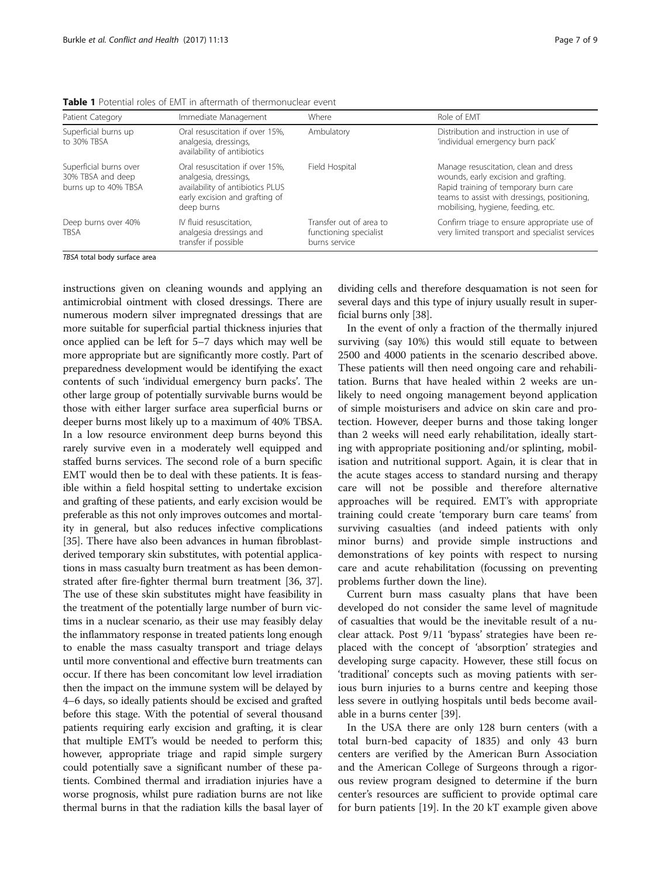**Table 1** Potential roles of EMT in aftermath of thermonuclear event

| Patient Category | Immediate Management | Where | Role of EMT |
| --- | --- | --- | --- |
| Superficial burns up to 30% TBSA | Oral resuscitation if over 15%, analgesia, dressings, availability of antibiotics | Ambulatory | Distribution and instruction in use of 'individual emergency burn pack' |
| Superficial burns over 30% TBSA and deep burns up to 40% TBSA | Oral resuscitation if over 15%, analgesia, dressings, availability of antibiotics PLUS early excision and grafting of deep burns | Field Hospital | Manage resuscitation, clean and dress wounds, early excision and grafting. Rapid training of temporary burn care teams to assist with dressings, positioning, mobilising, hygiene, feeding, etc. |
| Deep burns over 40% TBSA | IV fluid resuscitation, analgesia dressings and transfer if possible | Transfer out of area to functioning specialist burns service | Confirm triage to ensure appropriate use of very limited transport and specialist services |

*TBSA* total body surface area

instructions given on cleaning wounds and applying an antimicrobial ointment with closed dressings. There are numerous modern silver impregnated dressings that are more suitable for superficial partial thickness injuries that once applied can be left for 5–7 days which may well be more appropriate but are significantly more costly. Part of preparedness development would be identifying the exact contents of such 'individual emergency burn packs'. The other large group of potentially survivable burns would be those with either larger surface area superficial burns or deeper burns most likely up to a maximum of 40% TBSA. In a low resource environment deep burns beyond this rarely survive even in a moderately well equipped and staffed burns services. The second role of a burn specific EMT would then be to deal with these patients. It is feasible within a field hospital setting to undertake excision and grafting of these patients, and early excision would be preferable as this not only improves outcomes and mortality in general, but also reduces infective complications [35]. There have also been advances in human fibroblast-derived temporary skin substitutes, with potential applications in mass casualty burn treatment as has been demonstrated after fire-fighter thermal burn treatment [36, 37]. The use of these skin substitutes might have feasibility in the treatment of the potentially large number of burn victims in a nuclear scenario, as their use may feasibly delay the inflammatory response in treated patients long enough to enable the mass casualty transport and triage delays until more conventional and effective burn treatments can occur. If there has been concomitant low level irradiation then the impact on the immune system will be delayed by 4–6 days, so ideally patients should be excised and grafted before this stage. With the potential of several thousand patients requiring early excision and grafting, it is clear that multiple EMT's would be needed to perform this; however, appropriate triage and rapid simple surgery could potentially save a significant number of these patients. Combined thermal and irradiation injuries have a worse prognosis, whilst pure radiation burns are not like thermal burns in that the radiation kills the basal layer of dividing cells and therefore desquamation is not seen for several days and this type of injury usually result in superficial burns only [38].

In the event of only a fraction of the thermally injured surviving (say 10%) this would still equate to between 2500 and 4000 patients in the scenario described above. These patients will then need ongoing care and rehabilitation. Burns that have healed within 2 weeks are unlikely to need ongoing management beyond application of simple moisturisers and advice on skin care and protection. However, deeper burns and those taking longer than 2 weeks will need early rehabilitation, ideally starting with appropriate positioning and/or splinting, mobilisation and nutritional support. Again, it is clear that in the acute stages access to standard nursing and therapy care will not be possible and therefore alternative approaches will be required. EMT's with appropriate training could create 'temporary burn care teams' from surviving casualties (and indeed patients with only minor burns) and provide simple instructions and demonstrations of key points with respect to nursing care and acute rehabilitation (focussing on preventing problems further down the line).

Current burn mass casualty plans that have been developed do not consider the same level of magnitude of casualties that would be the inevitable result of a nuclear attack. Post 9/11 'bypass' strategies have been replaced with the concept of 'absorption' strategies and developing surge capacity. However, these still focus on 'traditional' concepts such as moving patients with serious burn injuries to a burns centre and keeping those less severe in outlying hospitals until beds become available in a burns center [39].

In the USA there are only 128 burn centers (with a total burn-bed capacity of 1835) and only 43 burn centers are verified by the American Burn Association and the American College of Surgeons through a rigorous review program designed to determine if the burn center's resources are sufficient to provide optimal care for burn patients [19]. In the 20 kT example given above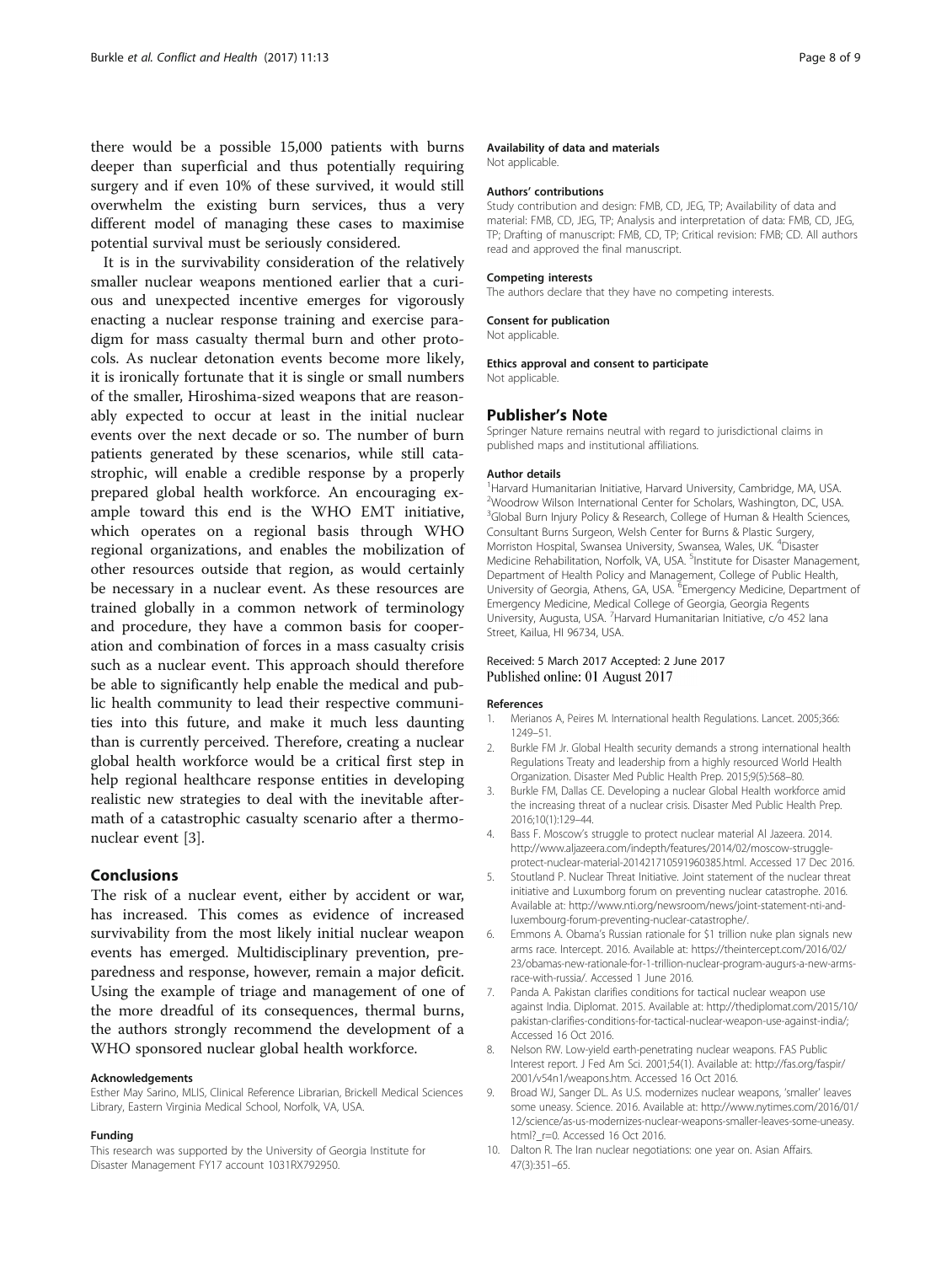there would be a possible 15,000 patients with burns deeper than superficial and thus potentially requiring surgery and if even 10% of these survived, it would still overwhelm the existing burn services, thus a very different model of managing these cases to maximise potential survival must be seriously considered.

It is in the survivability consideration of the relatively smaller nuclear weapons mentioned earlier that a curious and unexpected incentive emerges for vigorously enacting a nuclear response training and exercise paradigm for mass casualty thermal burn and other protocols. As nuclear detonation events become more likely, it is ironically fortunate that it is single or small numbers of the smaller, Hiroshima-sized weapons that are reasonably expected to occur at least in the initial nuclear events over the next decade or so. The number of burn patients generated by these scenarios, while still catastrophic, will enable a credible response by a properly prepared global health workforce. An encouraging example toward this end is the WHO EMT initiative, which operates on a regional basis through WHO regional organizations, and enables the mobilization of other resources outside that region, as would certainly be necessary in a nuclear event. As these resources are trained globally in a common network of terminology and procedure, they have a common basis for cooperation and combination of forces in a mass casualty crisis such as a nuclear event. This approach should therefore be able to significantly help enable the medical and public health community to lead their respective communities into this future, and make it much less daunting than is currently perceived. Therefore, creating a nuclear global health workforce would be a critical first step in help regional healthcare response entities in developing realistic new strategies to deal with the inevitable aftermath of a catastrophic casualty scenario after a thermonuclear event [3].

## Conclusions

The risk of a nuclear event, either by accident or war, has increased. This comes as evidence of increased survivability from the most likely initial nuclear weapon events has emerged. Multidisciplinary prevention, preparedness and response, however, remain a major deficit. Using the example of triage and management of one of the more dreadful of its consequences, thermal burns, the authors strongly recommend the development of a WHO sponsored nuclear global health workforce.

#### Acknowledgements

Esther May Sarino, MLIS, Clinical Reference Librarian, Brickell Medical Sciences Library, Eastern Virginia Medical School, Norfolk, VA, USA.

#### Funding

This research was supported by the University of Georgia Institute for Disaster Management FY17 account 1031RX792950.

#### Availability of data and materials

Not applicable.

#### Authors' contributions

Study contribution and design: FMB, CD, JEG, TP; Availability of data and material: FMB, CD, JEG, TP; Analysis and interpretation of data: FMB, CD, JEG, TP; Drafting of manuscript: FMB, CD, TP; Critical revision: FMB; CD. All authors read and approved the final manuscript.

#### Competing interests

The authors declare that they have no competing interests.

#### Consent for publication

Not applicable.

#### Ethics approval and consent to participate

Not applicable.

## Publisher's Note

Springer Nature remains neutral with regard to jurisdictional claims in published maps and institutional affiliations.

#### Author details

[1]Harvard Humanitarian Initiative, Harvard University, Cambridge, MA, USA. [2]Woodrow Wilson International Center for Scholars, Washington, DC, USA. [3]Global Burn Injury Policy & Research, College of Human & Health Sciences, Consultant Burns Surgeon, Welsh Center for Burns & Plastic Surgery, Morriston Hospital, Swansea University, Swansea, Wales, UK. [4]Disaster Medicine Rehabilitation, Norfolk, VA, USA. [5]Institute for Disaster Management, Department of Health Policy and Management, College of Public Health, University of Georgia, Athens, GA, USA. [6]Emergency Medicine, Department of Emergency Medicine, Medical College of Georgia, Georgia Regents University, Augusta, USA. [7]Harvard Humanitarian Initiative, c/o 452 Iana Street, Kailua, HI 96734, USA.

Received: 5 March 2017 Accepted: 2 June 2017
Published online: 01 August 2017

#### References

1. Merianos A, Peires M. International health Regulations. Lancet. 2005;366: 1249–51.
2. Burkle FM Jr. Global Health security demands a strong international health Regulations Treaty and leadership from a highly resourced World Health Organization. Disaster Med Public Health Prep. 2015;9(5):568–80.
3. Burkle FM, Dallas CE. Developing a nuclear Global Health workforce amid the increasing threat of a nuclear crisis. Disaster Med Public Health Prep. 2016;10(1):129–44.
4. Bass F. Moscow's struggle to protect nuclear material Al Jazeera. 2014. http://www.aljazeera.com/indepth/features/2014/02/moscow-struggle-protect-nuclear-material-201421710591960385.html. Accessed 17 Dec 2016.
5. Stoutland P. Nuclear Threat Initiative. Joint statement of the nuclear threat initiative and Luxumborg forum on preventing nuclear catastrophe. 2016. Available at: http://www.nti.org/newsroom/news/joint-statement-nti-and-luxembourg-forum-preventing-nuclear-catastrophe/.
6. Emmons A. Obama's Russian rationale for $1 trillion nuke plan signals new arms race. Intercept. 2016. Available at: https://theintercept.com/2016/02/23/obamas-new-rationale-for-1-trillion-nuclear-program-augurs-a-new-arms-race-with-russia/. Accessed 1 June 2016.
7. Panda A. Pakistan clarifies conditions for tactical nuclear weapon use against India. Diplomat. 2015. Available at: http://thediplomat.com/2015/10/pakistan-clarifies-conditions-for-tactical-nuclear-weapon-use-against-india/; Accessed 16 Oct 2016.
8. Nelson RW. Low-yield earth-penetrating nuclear weapons. FAS Public Interest report. J Fed Am Sci. 2001;54(1). Available at: http://fas.org/faspir/2001/v54n1/weapons.htm. Accessed 16 Oct 2016.
9. Broad WJ, Sanger DL. As U.S. modernizes nuclear weapons, 'smaller' leaves some uneasy. Science. 2016. Available at: http://www.nytimes.com/2016/01/12/science/as-us-modernizes-nuclear-weapons-smaller-leaves-some-uneasy.html?_r=0. Accessed 16 Oct 2016.
10. Dalton R. The Iran nuclear negotiations: one year on. Asian Affairs. 47(3):351–65.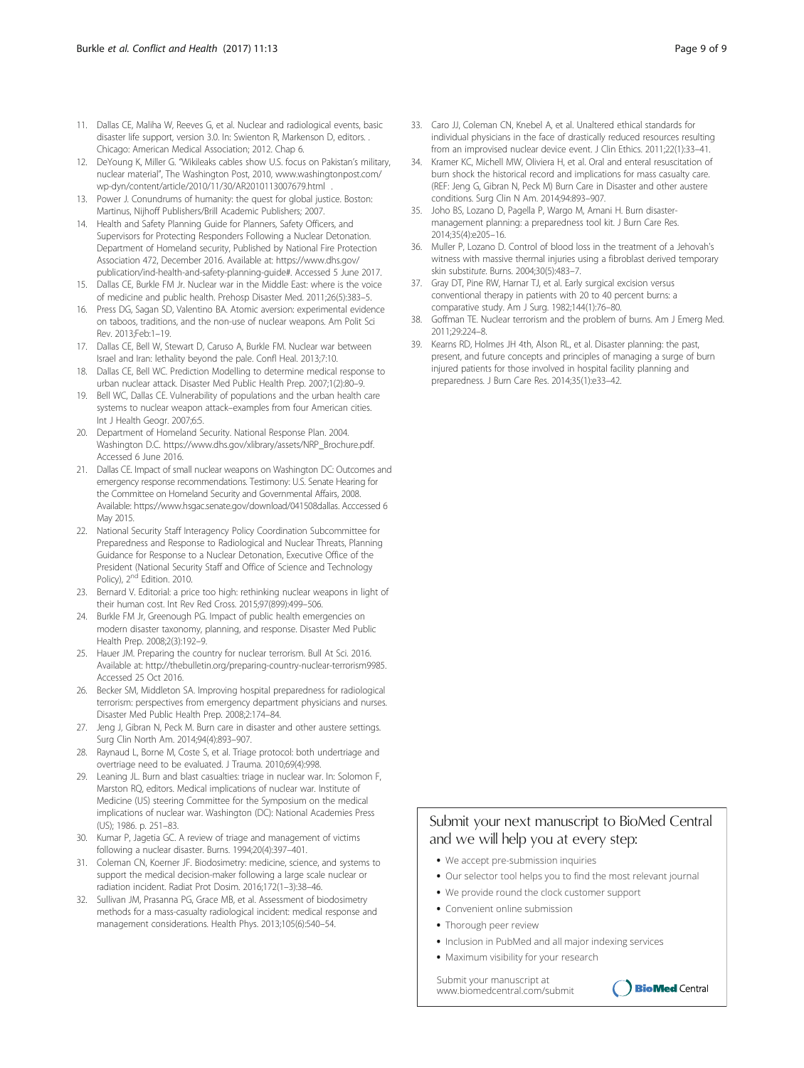11. Dallas CE, Maliha W, Reeves G, et al. Nuclear and radiological events, basic disaster life support, version 3.0. In: Swienton R, Markenson D, editors. . Chicago: American Medical Association; 2012. Chap 6.
12. DeYoung K, Miller G. "Wikileaks cables show U.S. focus on Pakistan's military, nuclear material", The Washington Post, 2010, www.washingtonpost.com/wp-dyn/content/article/2010/11/30/AR2010113007679.html .
13. Power J. Conundrums of humanity: the quest for global justice. Boston: Martinus, Nijhoff Publishers/Brill Academic Publishers; 2007.
14. Health and Safety Planning Guide for Planners, Safety Officers, and Supervisors for Protecting Responders Following a Nuclear Detonation. Department of Homeland security, Published by National Fire Protection Association 472, December 2016. Available at: https://www.dhs.gov/publication/ind-health-and-safety-planning-guide#. Accessed 5 June 2017.
15. Dallas CE, Burkle FM Jr. Nuclear war in the Middle East: where is the voice of medicine and public health. Prehosp Disaster Med. 2011;26(5):383–5.
16. Press DG, Sagan SD, Valentino BA. Atomic aversion: experimental evidence on taboos, traditions, and the non-use of nuclear weapons. Am Polit Sci Rev. 2013;Feb:1–19.
17. Dallas CE, Bell W, Stewart D, Caruso A, Burkle FM. Nuclear war between Israel and Iran: lethality beyond the pale. Confl Heal. 2013;7:10.
18. Dallas CE, Bell WC. Prediction Modelling to determine medical response to urban nuclear attack. Disaster Med Public Health Prep. 2007;1(2):80–9.
19. Bell WC, Dallas CE. Vulnerability of populations and the urban health care systems to nuclear weapon attack–examples from four American cities. Int J Health Geogr. 2007;6:5.
20. Department of Homeland Security. National Response Plan. 2004. Washington D.C. https://www.dhs.gov/xlibrary/assets/NRP_Brochure.pdf. Accessed 6 June 2016.
21. Dallas CE. Impact of small nuclear weapons on Washington DC: Outcomes and emergency response recommendations. Testimony: U.S. Senate Hearing for the Committee on Homeland Security and Governmental Affairs, 2008. Available: https://www.hsgac.senate.gov/download/041508dallas. Acccessed 6 May 2015.
22. National Security Staff Interagency Policy Coordination Subcommittee for Preparedness and Response to Radiological and Nuclear Threats, Planning Guidance for Response to a Nuclear Detonation, Executive Office of the President (National Security Staff and Office of Science and Technology Policy), 2nd Edition. 2010.
23. Bernard V. Editorial: a price too high: rethinking nuclear weapons in light of their human cost. Int Rev Red Cross. 2015;97(899):499–506.
24. Burkle FM Jr, Greenough PG. Impact of public health emergencies on modern disaster taxonomy, planning, and response. Disaster Med Public Health Prep. 2008;2(3):192–9.
25. Hauer JM. Preparing the country for nuclear terrorism. Bull At Sci. 2016. Available at: http://thebulletin.org/preparing-country-nuclear-terrorism9985. Accessed 25 Oct 2016.
26. Becker SM, Middleton SA. Improving hospital preparedness for radiological terrorism: perspectives from emergency department physicians and nurses. Disaster Med Public Health Prep. 2008;2:174–84.
27. Jeng J, Gibran N, Peck M. Burn care in disaster and other austere settings. Surg Clin North Am. 2014;94(4):893–907.
28. Raynaud L, Borne M, Coste S, et al. Triage protocol: both undertriage and overtriage need to be evaluated. J Trauma. 2010;69(4):998.
29. Leaning JL. Burn and blast casualties: triage in nuclear war. In: Solomon F, Marston RQ, editors. Medical implications of nuclear war. Institute of Medicine (US) steering Committee for the Symposium on the medical implications of nuclear war. Washington (DC): National Academies Press (US); 1986. p. 251–83.
30. Kumar P, Jagetia GC. A review of triage and management of victims following a nuclear disaster. Burns. 1994;20(4):397–401.
31. Coleman CN, Koerner JF. Biodosimetry: medicine, science, and systems to support the medical decision-maker following a large scale nuclear or radiation incident. Radiat Prot Dosim. 2016;172(1–3):38–46.
32. Sullivan JM, Prasanna PG, Grace MB, et al. Assessment of biodosimetry methods for a mass-casualty radiological incident: medical response and management considerations. Health Phys. 2013;105(6):540–54.
33. Caro JJ, Coleman CN, Knebel A, et al. Unaltered ethical standards for individual physicians in the face of drastically reduced resources resulting from an improvised nuclear device event. J Clin Ethics. 2011;22(1):33–41.
34. Kramer KC, Michell MW, Oliviera H, et al. Oral and enteral resuscitation of burn shock the historical record and implications for mass casualty care. (REF: Jeng G, Gibran N, Peck M) Burn Care in Disaster and other austere conditions. Surg Clin N Am. 2014;94:893–907.
35. Joho BS, Lozano D, Pagella P, Wargo M, Amani H. Burn disaster-management planning: a preparedness tool kit. J Burn Care Res. 2014;35(4):e205–16.
36. Muller P, Lozano D. Control of blood loss in the treatment of a Jehovah's witness with massive thermal injuries using a fibroblast derived temporary skin substitute. Burns. 2004;30(5):483–7.
37. Gray DT, Pine RW, Harnar TJ, et al. Early surgical excision versus conventional therapy in patients with 20 to 40 percent burns: a comparative study. Am J Surg. 1982;144(1):76–80.
38. Goffman TE. Nuclear terrorism and the problem of burns. Am J Emerg Med. 2011;29:224–8.
39. Kearns RD, Holmes JH 4th, Alson RL, et al. Disaster planning: the past, present, and future concepts and principles of managing a surge of burn injured patients for those involved in hospital facility planning and preparedness. J Burn Care Res. 2014;35(1):e33–42.

Submit your next manuscript to BioMed Central and we will help you at every step:

- We accept pre-submission inquiries
- Our selector tool helps you to find the most relevant journal
- We provide round the clock customer support
- Convenient online submission
- Thorough peer review
- Inclusion in PubMed and all major indexing services
- Maximum visibility for your research

Submit your manuscript at www.biomedcentral.com/submit